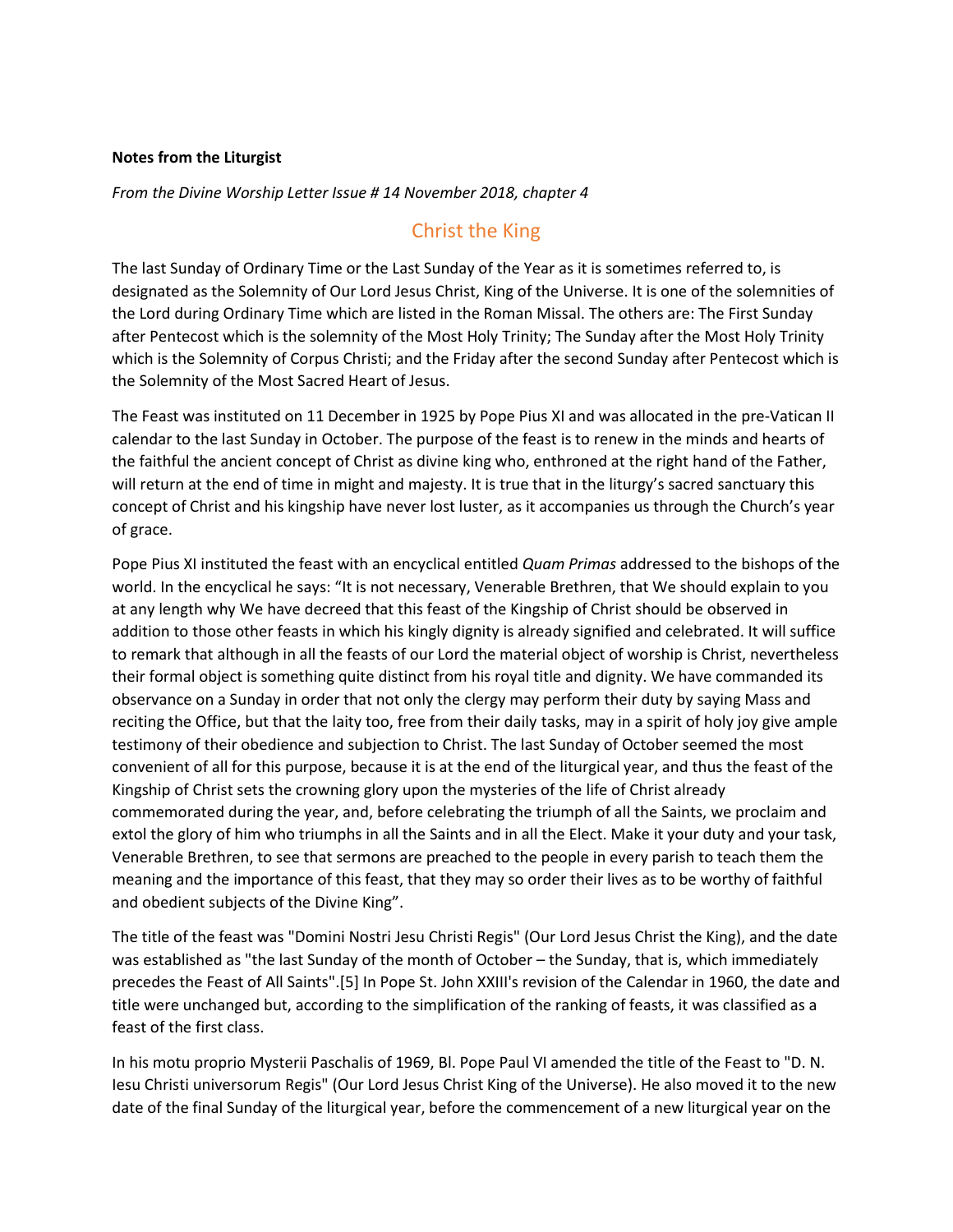**Notes from the Liturgist**

*From the Divine Worship Letter Issue # 14 November 2018, chapter 4*

## Christ the King

The last Sunday of Ordinary Time or the Last Sunday of the Year as it is sometimes referred to, is designated as the Solemnity of Our Lord Jesus Christ, King of the Universe. It is one of the solemnities of the Lord during Ordinary Time which are listed in the Roman Missal. The others are: The First Sunday after Pentecost which is the solemnity of the Most Holy Trinity; The Sunday after the Most Holy Trinity which is the Solemnity of Corpus Christi; and the Friday after the second Sunday after Pentecost which is the Solemnity of the Most Sacred Heart of Jesus.

The Feast was instituted on 11 December in 1925 by Pope Pius XI and was allocated in the pre-Vatican II calendar to the last Sunday in October. The purpose of the feast is to renew in the minds and hearts of the faithful the ancient concept of Christ as divine king who, enthroned at the right hand of the Father, will return at the end of time in might and majesty. It is true that in the liturgy's sacred sanctuary this concept of Christ and his kingship have never lost luster, as it accompanies us through the Church's year of grace.

Pope Pius XI instituted the feast with an encyclical entitled *Quam Primas* addressed to the bishops of the world. In the encyclical he says: "It is not necessary, Venerable Brethren, that We should explain to you at any length why We have decreed that this feast of the Kingship of Christ should be observed in addition to those other feasts in which his kingly dignity is already signified and celebrated. It will suffice to remark that although in all the feasts of our Lord the material object of worship is Christ, nevertheless their formal object is something quite distinct from his royal title and dignity. We have commanded its observance on a Sunday in order that not only the clergy may perform their duty by saying Mass and reciting the Office, but that the laity too, free from their daily tasks, may in a spirit of holy joy give ample testimony of their obedience and subjection to Christ. The last Sunday of October seemed the most convenient of all for this purpose, because it is at the end of the liturgical year, and thus the feast of the Kingship of Christ sets the crowning glory upon the mysteries of the life of Christ already commemorated during the year, and, before celebrating the triumph of all the Saints, we proclaim and extol the glory of him who triumphs in all the Saints and in all the Elect. Make it your duty and your task, Venerable Brethren, to see that sermons are preached to the people in every parish to teach them the meaning and the importance of this feast, that they may so order their lives as to be worthy of faithful and obedient subjects of the Divine King".

The title of the feast was "Domini Nostri Jesu Christi Regis" (Our Lord Jesus Christ the King), and the date was established as "the last Sunday of the month of October – the Sunday, that is, which immediately precedes the Feast of All Saints".[5] In Pope St. John XXIII's revision of the Calendar in 1960, the date and title were unchanged but, according to the simplification of the ranking of feasts, it was classified as a feast of the first class.

In his motu proprio Mysterii Paschalis of 1969, Bl. Pope Paul VI amended the title of the Feast to "D. N. Iesu Christi universorum Regis" (Our Lord Jesus Christ King of the Universe). He also moved it to the new date of the final Sunday of the liturgical year, before the commencement of a new liturgical year on the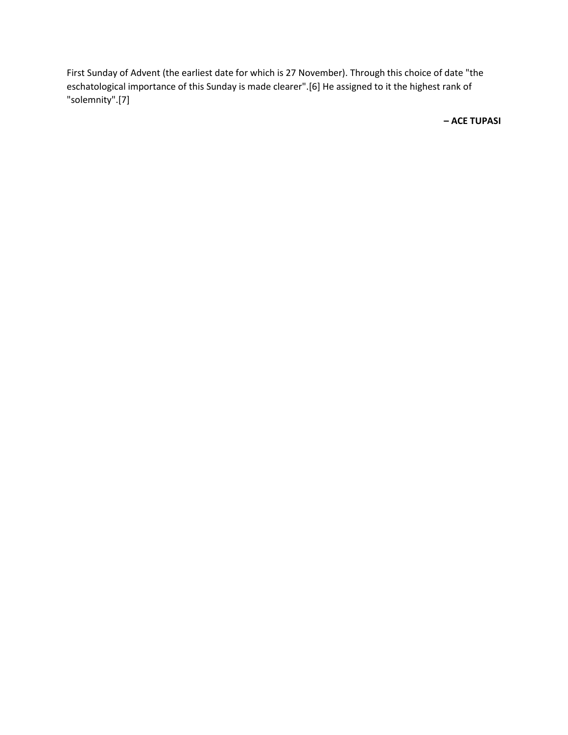First Sunday of Advent (the earliest date for which is 27 November). Through this choice of date "the eschatological importance of this Sunday is made clearer".[6] He assigned to it the highest rank of "solemnity".[7]

**– ACE TUPASI**